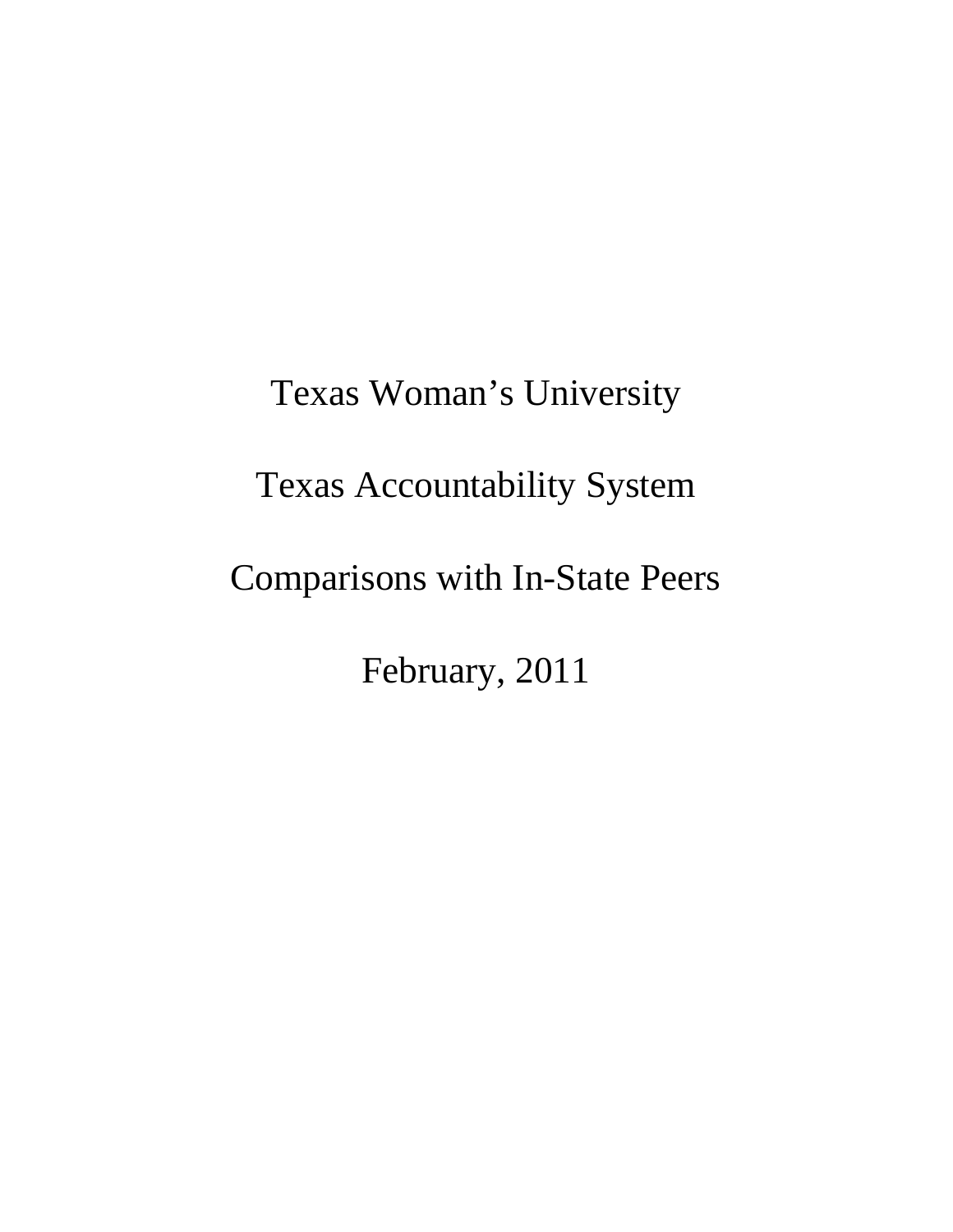# Texas Woman's University

## Texas Accountability System

## Comparisons with In-State Peers

February, 2011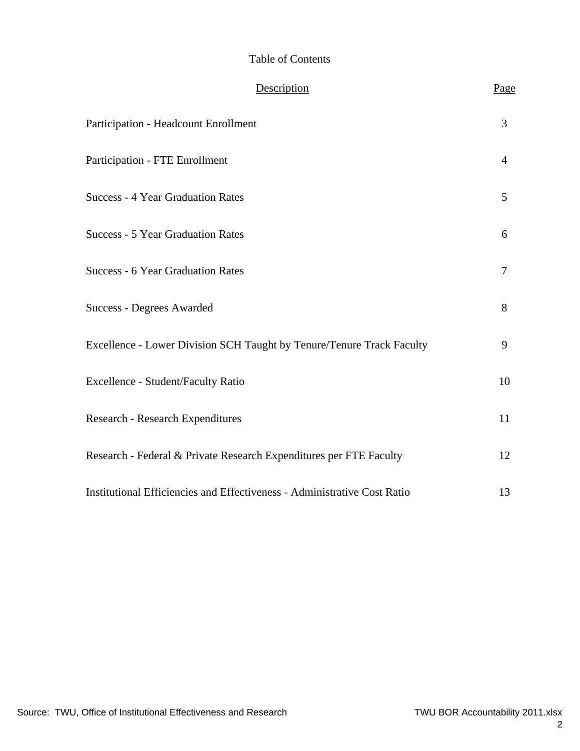# Table of Contents

| Description | Page |
| --- | --- |
| Participation - Headcount Enrollment | 3 |
| Participation - FTE Enrollment | 4 |
| Success - 4 Year Graduation Rates | 5 |
| Success - 5 Year Graduation Rates | 6 |
| Success - 6 Year Graduation Rates | 7 |
| Success - Degrees Awarded | 8 |
| Excellence - Lower Division SCH Taught by Tenure/Tenure Track Faculty | 9 |
| Excellence - Student/Faculty Ratio | 10 |
| Research - Research Expenditures | 11 |
| Research - Federal & Private Research Expenditures per FTE Faculty | 12 |
| Institutional Efficiencies and Effectiveness - Administrative Cost Ratio | 13 |

Source: TWU, Office of Institutional Effectiveness and Research

TWU BOR Accountability 2011.xlsx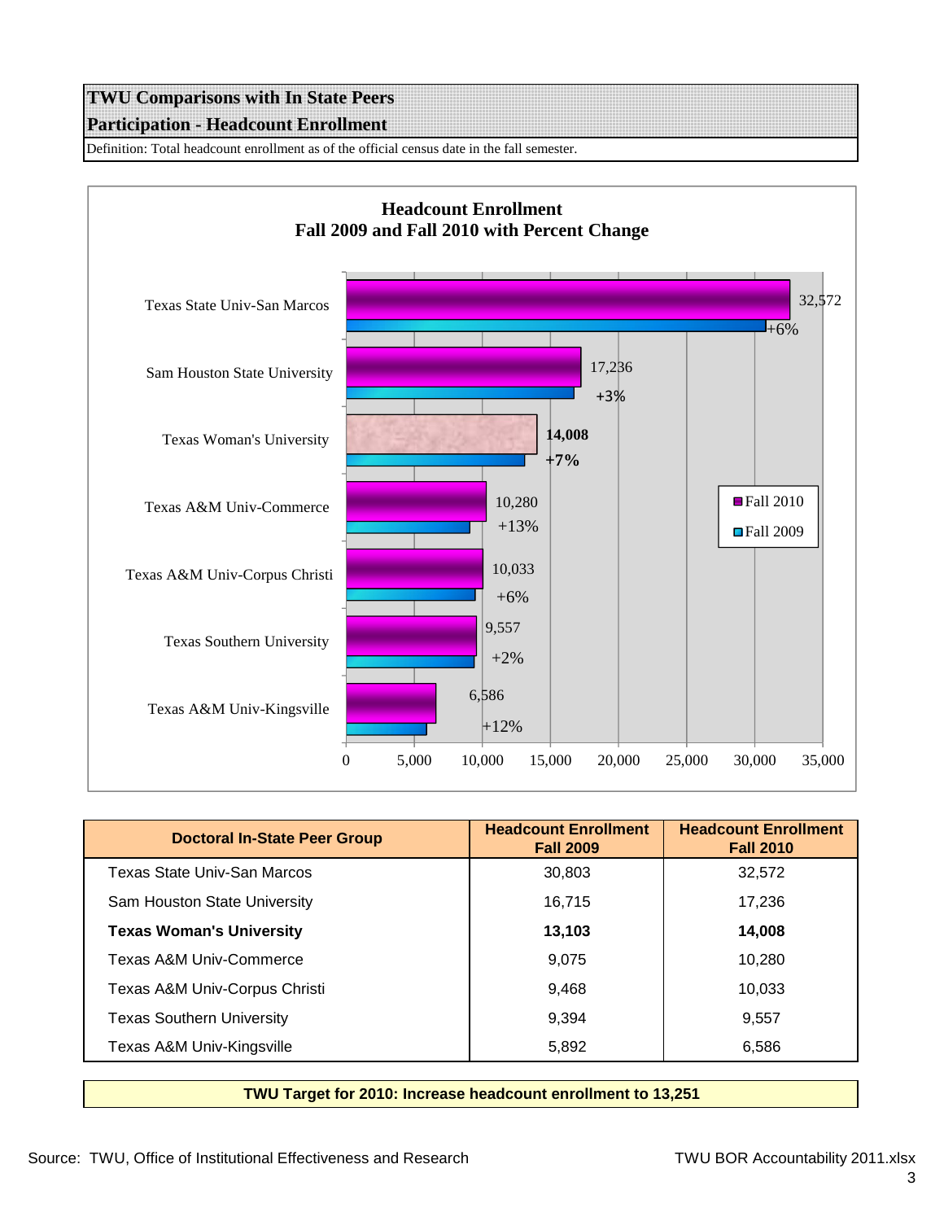# TWU Comparisons with In State Peers

## Participation - Headcount Enrollment

Definition: Total headcount enrollment as of the official census date in the fall semester.

**Headcount Enrollment**
**Fall 2009 and Fall 2010 with Percent Change**

| Institution | Fall 2010 | Percent Change |
|---|---|---|
| Texas State Univ-San Marcos | 32,572 | +6% |
| Sam Houston State University | 17,236 | +3% |
| Texas Woman's University | 14,008 | +7% |
| Texas A&M Univ-Commerce | 10,280 | +13% |
| Texas A&M Univ-Corpus Christi | 10,033 | +6% |
| Texas Southern University | 9,557 | +2% |
| Texas A&M Univ-Kingsville | 6,586 | +12% |

| Doctoral In-State Peer Group | Headcount Enrollment Fall 2009 | Headcount Enrollment Fall 2010 |
|---|---|---|
| Texas State Univ-San Marcos | 30,803 | 32,572 |
| Sam Houston State University | 16,715 | 17,236 |
| **Texas Woman's University** | **13,103** | **14,008** |
| Texas A&M Univ-Commerce | 9,075 | 10,280 |
| Texas A&M Univ-Corpus Christi | 9,468 | 10,033 |
| Texas Southern University | 9,394 | 9,557 |
| Texas A&M Univ-Kingsville | 5,892 | 6,586 |

**TWU Target for 2010: Increase headcount enrollment to 13,251**

Source: TWU, Office of Institutional Effectiveness and Research

TWU BOR Accountability 2011.xlsx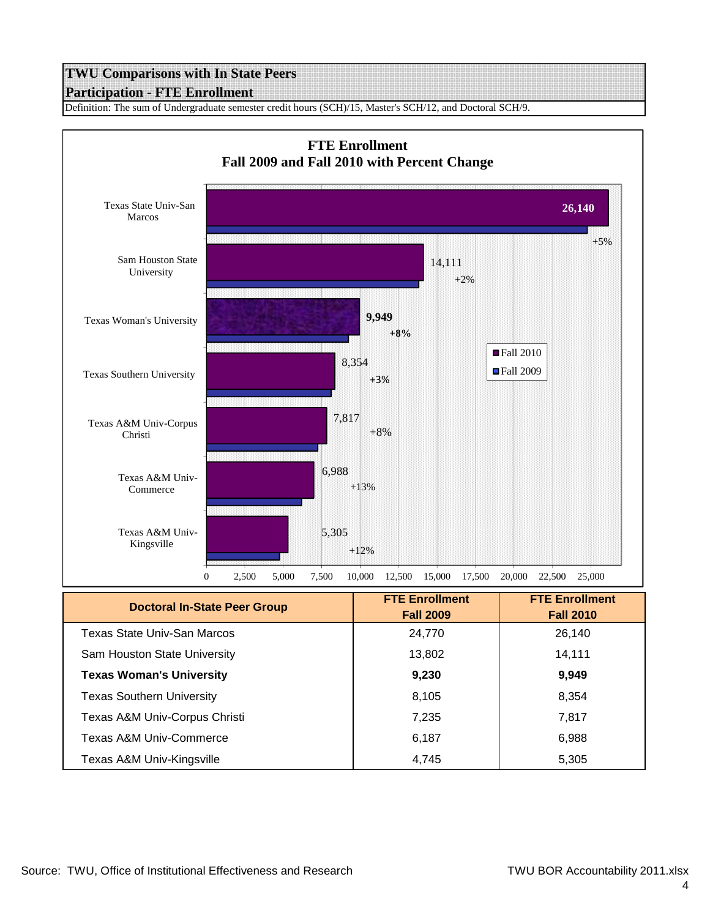## TWU Comparisons with In State Peers

### Participation - FTE Enrollment

Definition: The sum of Undergraduate semester credit hours (SCH)/15, Master's SCH/12, and Doctoral SCH/9.

**FTE Enrollment**
**Fall 2009 and Fall 2010 with Percent Change**

| Institution | Fall 2010 | Percent Change |
|---|---|---|
| Texas State Univ-San Marcos | 26,140 | +5% |
| Sam Houston State University | 14,111 | +2% |
| Texas Woman's University | 9,949 | +8% |
| Texas Southern University | 8,354 | +3% |
| Texas A&M Univ-Corpus Christi | 7,817 | +8% |
| Texas A&M Univ-Commerce | 6,988 | +13% |
| Texas A&M Univ-Kingsville | 5,305 | +12% |

| Doctoral In-State Peer Group | FTE Enrollment Fall 2009 | FTE Enrollment Fall 2010 |
|---|---|---|
| Texas State Univ-San Marcos | 24,770 | 26,140 |
| Sam Houston State University | 13,802 | 14,111 |
| **Texas Woman's University** | **9,230** | **9,949** |
| Texas Southern University | 8,105 | 8,354 |
| Texas A&M Univ-Corpus Christi | 7,235 | 7,817 |
| Texas A&M Univ-Commerce | 6,187 | 6,988 |
| Texas A&M Univ-Kingsville | 4,745 | 5,305 |

Source: TWU, Office of Institutional Effectiveness and Research

TWU BOR Accountability 2011.xlsx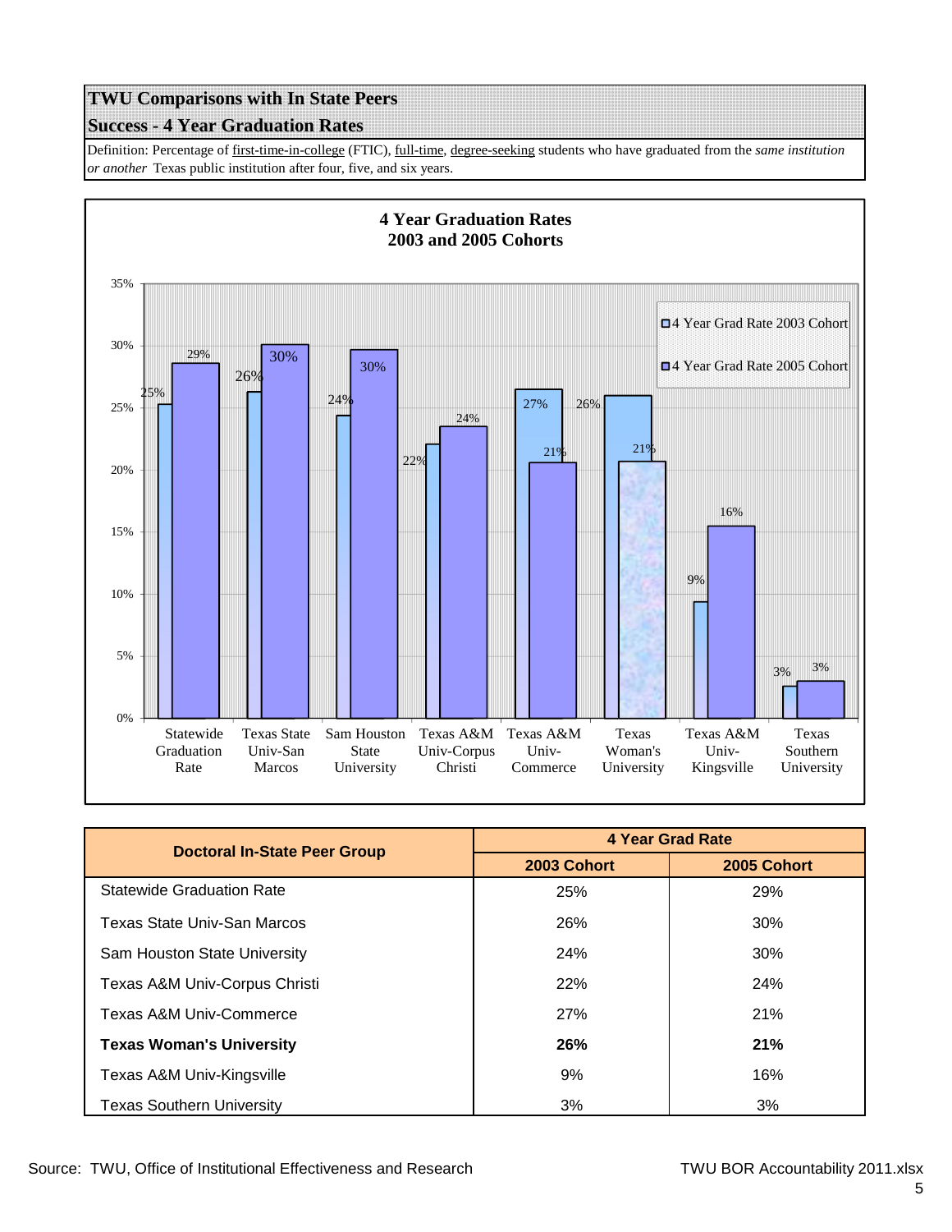## TWU Comparisons with In State Peers

### Success - 4 Year Graduation Rates

Definition: Percentage of first-time-in-college (FTIC), full-time, degree-seeking students who have graduated from the *same institution or another* Texas public institution after four, five, and six years.

**4 Year Graduation Rates**
**2003 and 2005 Cohorts**

| Doctoral In-State Peer Group | 4 Year Grad Rate | |
|---|---|---|
| | 2003 Cohort | 2005 Cohort |
| Statewide Graduation Rate | 25% | 29% |
| Texas State Univ-San Marcos | 26% | 30% |
| Sam Houston State University | 24% | 30% |
| Texas A&M Univ-Corpus Christi | 22% | 24% |
| Texas A&M Univ-Commerce | 27% | 21% |
| **Texas Woman's University** | **26%** | **21%** |
| Texas A&M Univ-Kingsville | 9% | 16% |
| Texas Southern University | 3% | 3% |

Source: TWU, Office of Institutional Effectiveness and Research

TWU BOR Accountability 2011.xlsx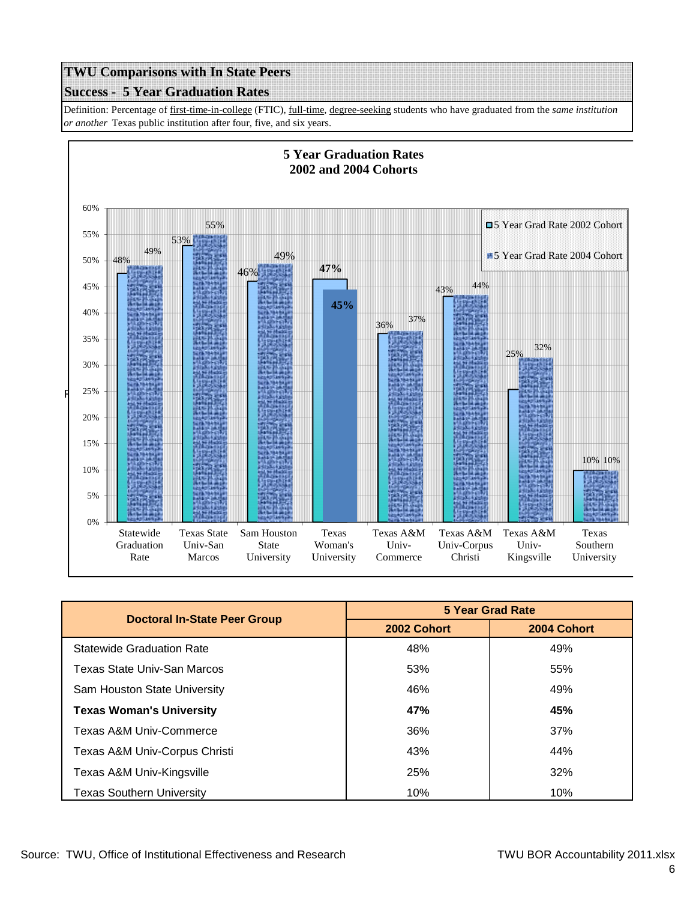## TWU Comparisons with In State Peers

## Success - 5 Year Graduation Rates

Definition: Percentage of first-time-in-college (FTIC), full-time, degree-seeking students who have graduated from the *same institution or another* Texas public institution after four, five, and six years.

**5 Year Graduation Rates**
**2002 and 2004 Cohorts**

| | 5 Year Grad Rate 2002 Cohort | 5 Year Grad Rate 2004 Cohort |
|---|---|---|
| Statewide Graduation Rate | 48% | 49% |
| Texas State Univ-San Marcos | 53% | 55% |
| Sam Houston State University | 46% | 49% |
| Texas Woman's University | 47% | 45% |
| Texas A&M Univ-Commerce | 36% | 37% |
| Texas A&M Univ-Corpus Christi | 43% | 44% |
| Texas A&M Univ-Kingsville | 25% | 32% |
| Texas Southern University | 10% | 10% |

| Doctoral In-State Peer Group | 5 Year Grad Rate | |
|---|---|---|
| | 2002 Cohort | 2004 Cohort |
| Statewide Graduation Rate | 48% | 49% |
| Texas State Univ-San Marcos | 53% | 55% |
| Sam Houston State University | 46% | 49% |
| **Texas Woman's University** | **47%** | **45%** |
| Texas A&M Univ-Commerce | 36% | 37% |
| Texas A&M Univ-Corpus Christi | 43% | 44% |
| Texas A&M Univ-Kingsville | 25% | 32% |
| Texas Southern University | 10% | 10% |

Source: TWU, Office of Institutional Effectiveness and Research

TWU BOR Accountability 2011.xlsx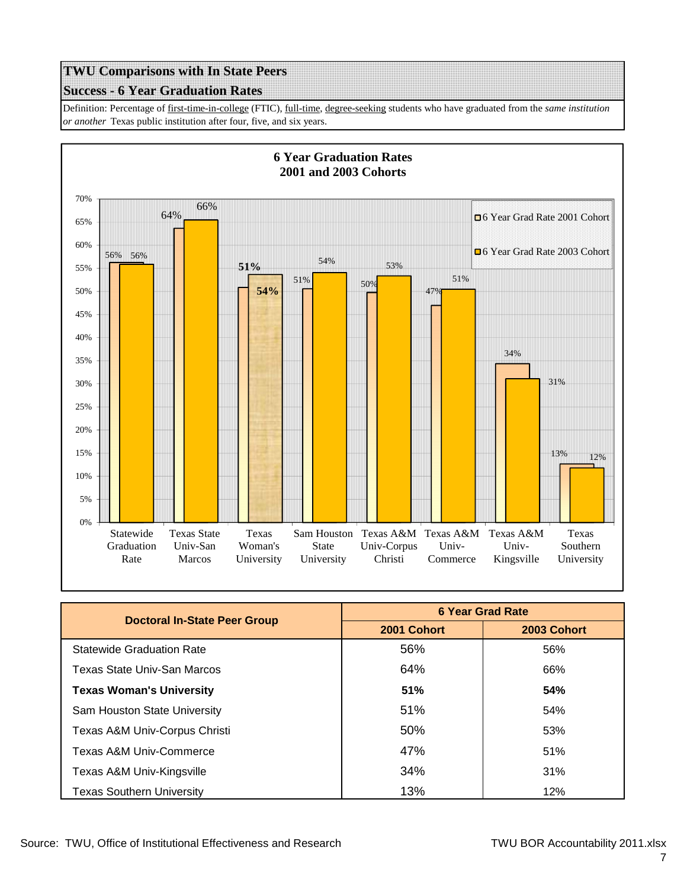## TWU Comparisons with In State Peers

### Success - 6 Year Graduation Rates

Definition: Percentage of first-time-in-college (FTIC), full-time, degree-seeking students who have graduated from the *same institution or another* Texas public institution after four, five, and six years.

**6 Year Graduation Rates**
**2001 and 2003 Cohorts**

| Institution | 6 Year Grad Rate 2001 Cohort | 6 Year Grad Rate 2003 Cohort |
|---|---|---|
| Statewide Graduation Rate | 56% | 56% |
| Texas State Univ-San Marcos | 64% | 66% |
| Texas Woman's University | 51% | 54% |
| Sam Houston State University | 51% | 54% |
| Texas A&M Univ-Corpus Christi | 50% | 53% |
| Texas A&M Univ-Commerce | 47% | 51% |
| Texas A&M Univ-Kingsville | 34% | 31% |
| Texas Southern University | 13% | 12% |

| Doctoral In-State Peer Group | 6 Year Grad Rate | |
|---|---|---|
| | 2001 Cohort | 2003 Cohort |
| Statewide Graduation Rate | 56% | 56% |
| Texas State Univ-San Marcos | 64% | 66% |
| **Texas Woman's University** | **51%** | **54%** |
| Sam Houston State University | 51% | 54% |
| Texas A&M Univ-Corpus Christi | 50% | 53% |
| Texas A&M Univ-Commerce | 47% | 51% |
| Texas A&M Univ-Kingsville | 34% | 31% |
| Texas Southern University | 13% | 12% |

Source: TWU, Office of Institutional Effectiveness and Research

TWU BOR Accountability 2011.xlsx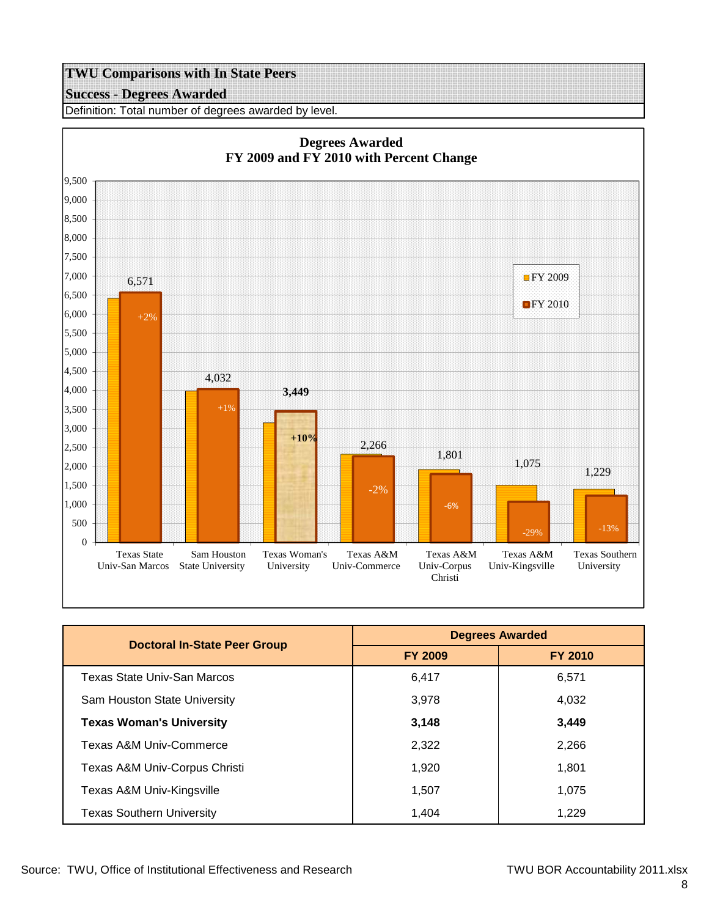## TWU Comparisons with In State Peers

## Success - Degrees Awarded

Definition: Total number of degrees awarded by level.

**Degrees Awarded**
**FY 2009 and FY 2010 with Percent Change**

| Institution | FY 2010 | Percent Change |
|---|---|---|
| Texas State Univ-San Marcos | 6,571 | +2% |
| Sam Houston State University | 4,032 | +1% |
| Texas Woman's University | 3,449 | +10% |
| Texas A&M Univ-Commerce | 2,266 | -2% |
| Texas A&M Univ-Corpus Christi | 1,801 | -6% |
| Texas A&M Univ-Kingsville | 1,075 | -29% |
| Texas Southern University | 1,229 | -13% |

| Doctoral In-State Peer Group | Degrees Awarded | |
|---|---|---|
| | FY 2009 | FY 2010 |
| Texas State Univ-San Marcos | 6,417 | 6,571 |
| Sam Houston State University | 3,978 | 4,032 |
| **Texas Woman's University** | **3,148** | **3,449** |
| Texas A&M Univ-Commerce | 2,322 | 2,266 |
| Texas A&M Univ-Corpus Christi | 1,920 | 1,801 |
| Texas A&M Univ-Kingsville | 1,507 | 1,075 |
| Texas Southern University | 1,404 | 1,229 |

Source: TWU, Office of Institutional Effectiveness and Research

TWU BOR Accountability 2011.xlsx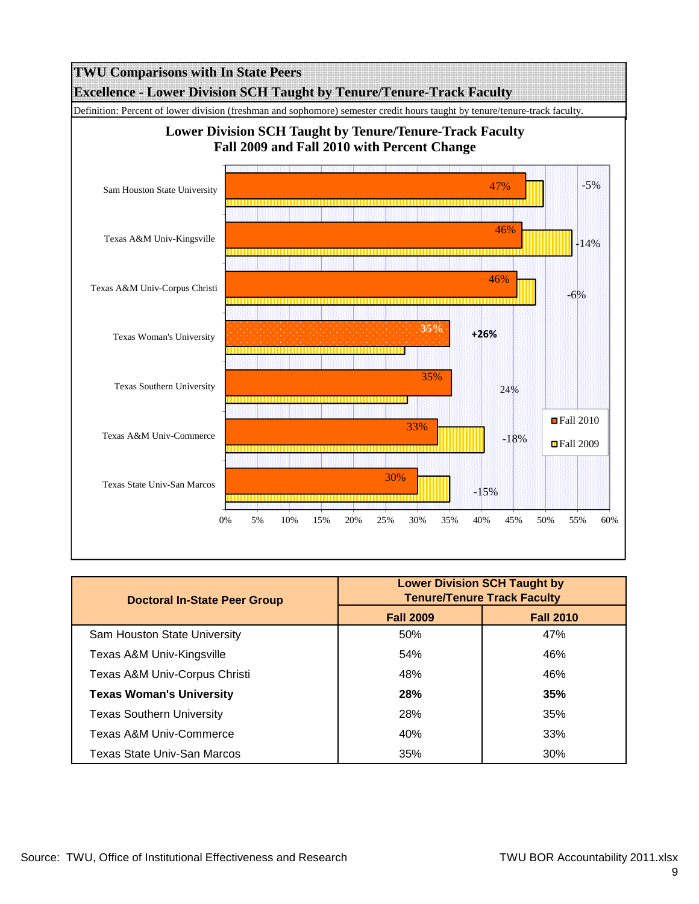# TWU Comparisons with In State Peers

## Excellence - Lower Division SCH Taught by Tenure/Tenure-Track Faculty

Definition: Percent of lower division (freshman and sophomore) semester credit hours taught by tenure/tenure-track faculty.

**Lower Division SCH Taught by Tenure/Tenure-Track Faculty**
**Fall 2009 and Fall 2010 with Percent Change**

| University | Fall 2010 | Percent Change |
|---|---|---|
| Sam Houston State University | 47% | -5% |
| Texas A&M Univ-Kingsville | 46% | -14% |
| Texas A&M Univ-Corpus Christi | 46% | -6% |
| Texas Woman's University | 35% | +26% |
| Texas Southern University | 35% | 24% |
| Texas A&M Univ-Commerce | 33% | -18% |
| Texas State Univ-San Marcos | 30% | -15% |

| Doctoral In-State Peer Group | Lower Division SCH Taught by Tenure/Tenure Track Faculty | |
|---|---|---|
| | Fall 2009 | Fall 2010 |
| Sam Houston State University | 50% | 47% |
| Texas A&M Univ-Kingsville | 54% | 46% |
| Texas A&M Univ-Corpus Christi | 48% | 46% |
| **Texas Woman's University** | **28%** | **35%** |
| Texas Southern University | 28% | 35% |
| Texas A&M Univ-Commerce | 40% | 33% |
| Texas State Univ-San Marcos | 35% | 30% |

Source: TWU, Office of Institutional Effectiveness and Research

TWU BOR Accountability 2011.xlsx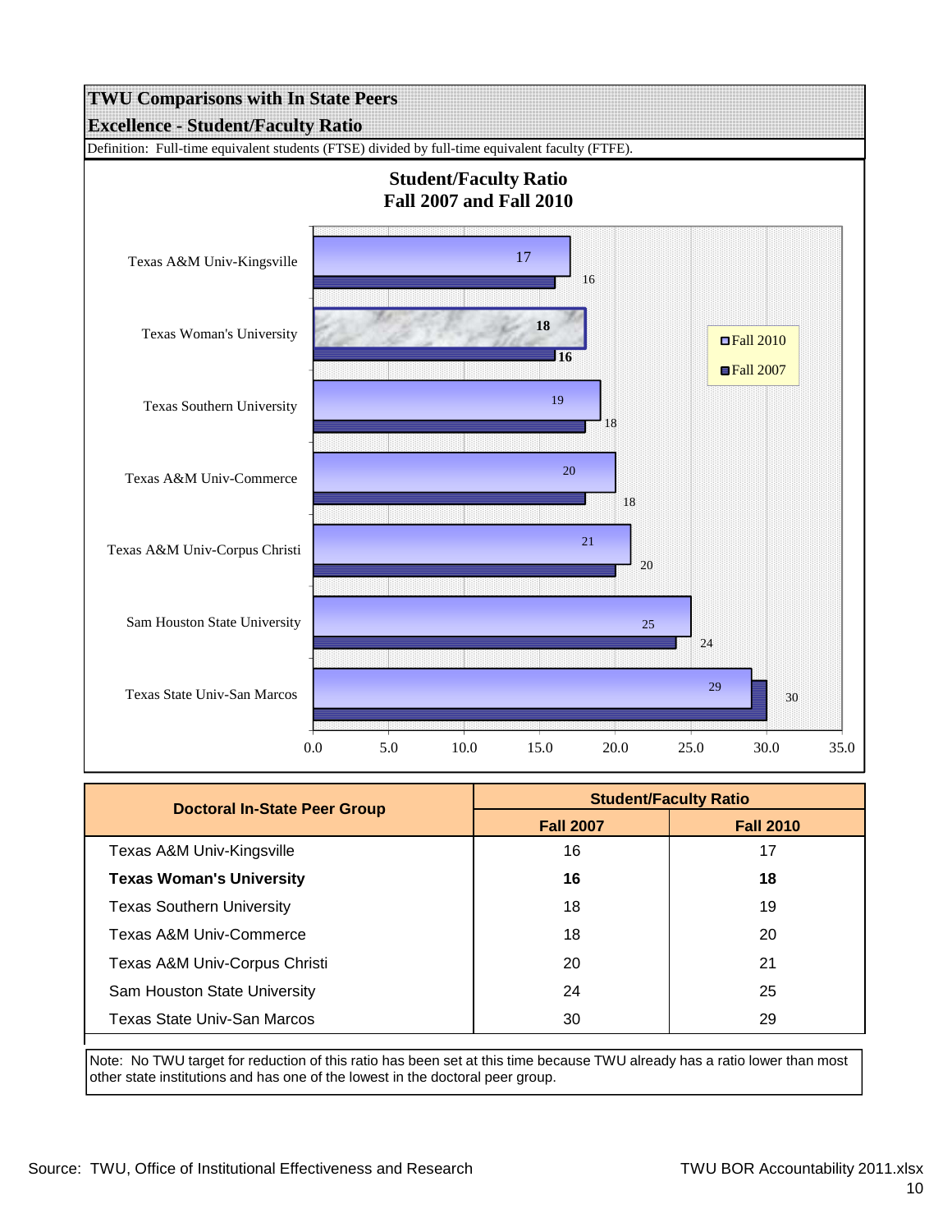# TWU Comparisons with In State Peers

## Excellence - Student/Faculty Ratio

Definition: Full-time equivalent students (FTSE) divided by full-time equivalent faculty (FTFE).

**Student/Faculty Ratio**
**Fall 2007 and Fall 2010**

| Doctoral In-State Peer Group | Student/Faculty Ratio | |
|---|---|---|
| | Fall 2007 | Fall 2010 |
| Texas A&M Univ-Kingsville | 16 | 17 |
| **Texas Woman's University** | **16** | **18** |
| Texas Southern University | 18 | 19 |
| Texas A&M Univ-Commerce | 18 | 20 |
| Texas A&M Univ-Corpus Christi | 20 | 21 |
| Sam Houston State University | 24 | 25 |
| Texas State Univ-San Marcos | 30 | 29 |

Note: No TWU target for reduction of this ratio has been set at this time because TWU already has a ratio lower than most other state institutions and has one of the lowest in the doctoral peer group.

Source: TWU, Office of Institutional Effectiveness and Research

TWU BOR Accountability 2011.xlsx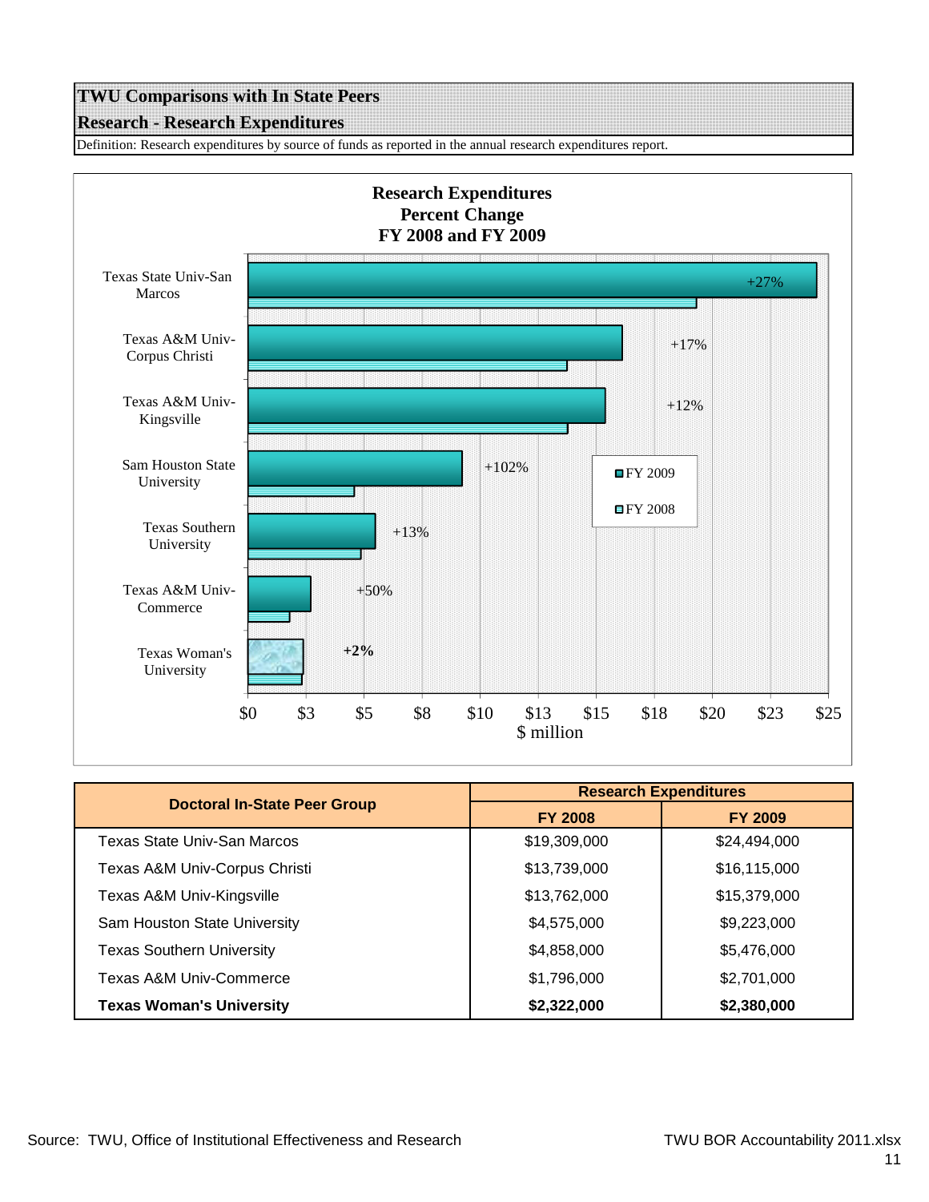# TWU Comparisons with In State Peers

## Research - Research Expenditures

Definition: Research expenditures by source of funds as reported in the annual research expenditures report.

**Research Expenditures**
**Percent Change**
**FY 2008 and FY 2009**

| Institution | FY 2009 change |
|---|---|
| Texas State Univ-San Marcos | +27% |
| Texas A&M Univ-Corpus Christi | +17% |
| Texas A&M Univ-Kingsville | +12% |
| Sam Houston State University | +102% |
| Texas Southern University | +13% |
| Texas A&M Univ-Commerce | +50% |
| Texas Woman's University | **+2%** |

$ million

| Doctoral In-State Peer Group | Research Expenditures | |
|---|---|---|
| | FY 2008 | FY 2009 |
| Texas State Univ-San Marcos | $19,309,000 | $24,494,000 |
| Texas A&M Univ-Corpus Christi | $13,739,000 | $16,115,000 |
| Texas A&M Univ-Kingsville | $13,762,000 | $15,379,000 |
| Sam Houston State University | $4,575,000 | $9,223,000 |
| Texas Southern University | $4,858,000 | $5,476,000 |
| Texas A&M Univ-Commerce | $1,796,000 | $2,701,000 |
| **Texas Woman's University** | **$2,322,000** | **$2,380,000** |

Source: TWU, Office of Institutional Effectiveness and Research

TWU BOR Accountability 2011.xlsx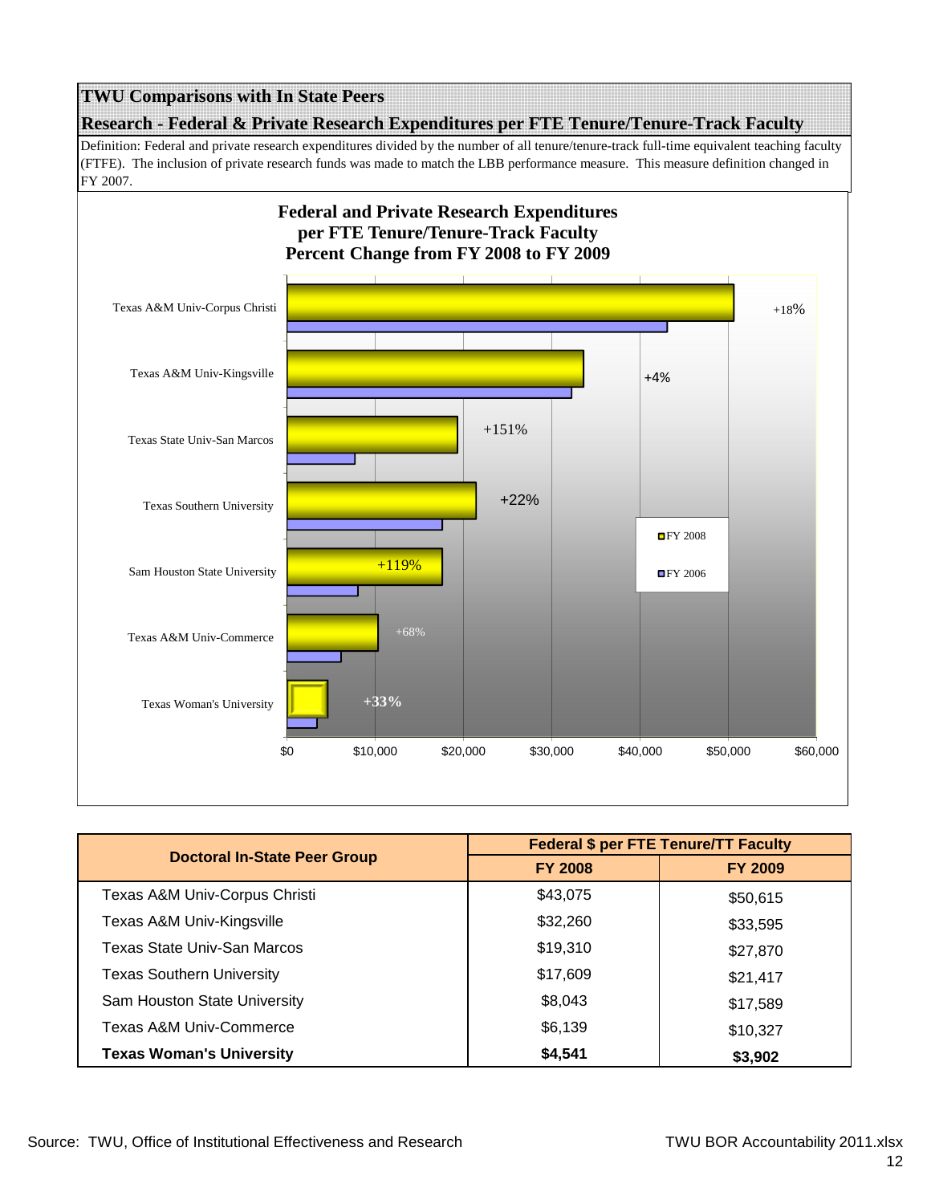## TWU Comparisons with In State Peers

### Research - Federal & Private Research Expenditures per FTE Tenure/Tenure-Track Faculty

Definition: Federal and private research expenditures divided by the number of all tenure/tenure-track full-time equivalent teaching faculty (FTFE). The inclusion of private research funds was made to match the LBB performance measure. This measure definition changed in FY 2007.

**Federal and Private Research Expenditures per FTE Tenure/Tenure-Track Faculty Percent Change from FY 2008 to FY 2009**

| Institution | Percent Change |
|---|---|
| Texas A&M Univ-Corpus Christi | +18% |
| Texas A&M Univ-Kingsville | +4% |
| Texas State Univ-San Marcos | +151% |
| Texas Southern University | +22% |
| Sam Houston State University | +119% |
| Texas A&M Univ-Commerce | +68% |
| Texas Woman's University | +33% |

Legend: FY 2008, FY 2006

| Doctoral In-State Peer Group | Federal $ per FTE Tenure/TT Faculty | |
|---|---|---|
| | FY 2008 | FY 2009 |
| Texas A&M Univ-Corpus Christi | $43,075 | $50,615 |
| Texas A&M Univ-Kingsville | $32,260 | $33,595 |
| Texas State Univ-San Marcos | $19,310 | $27,870 |
| Texas Southern University | $17,609 | $21,417 |
| Sam Houston State University | $8,043 | $17,589 |
| Texas A&M Univ-Commerce | $6,139 | $10,327 |
| **Texas Woman's University** | **$4,541** | **$3,902** |

Source: TWU, Office of Institutional Effectiveness and Research

TWU BOR Accountability 2011.xlsx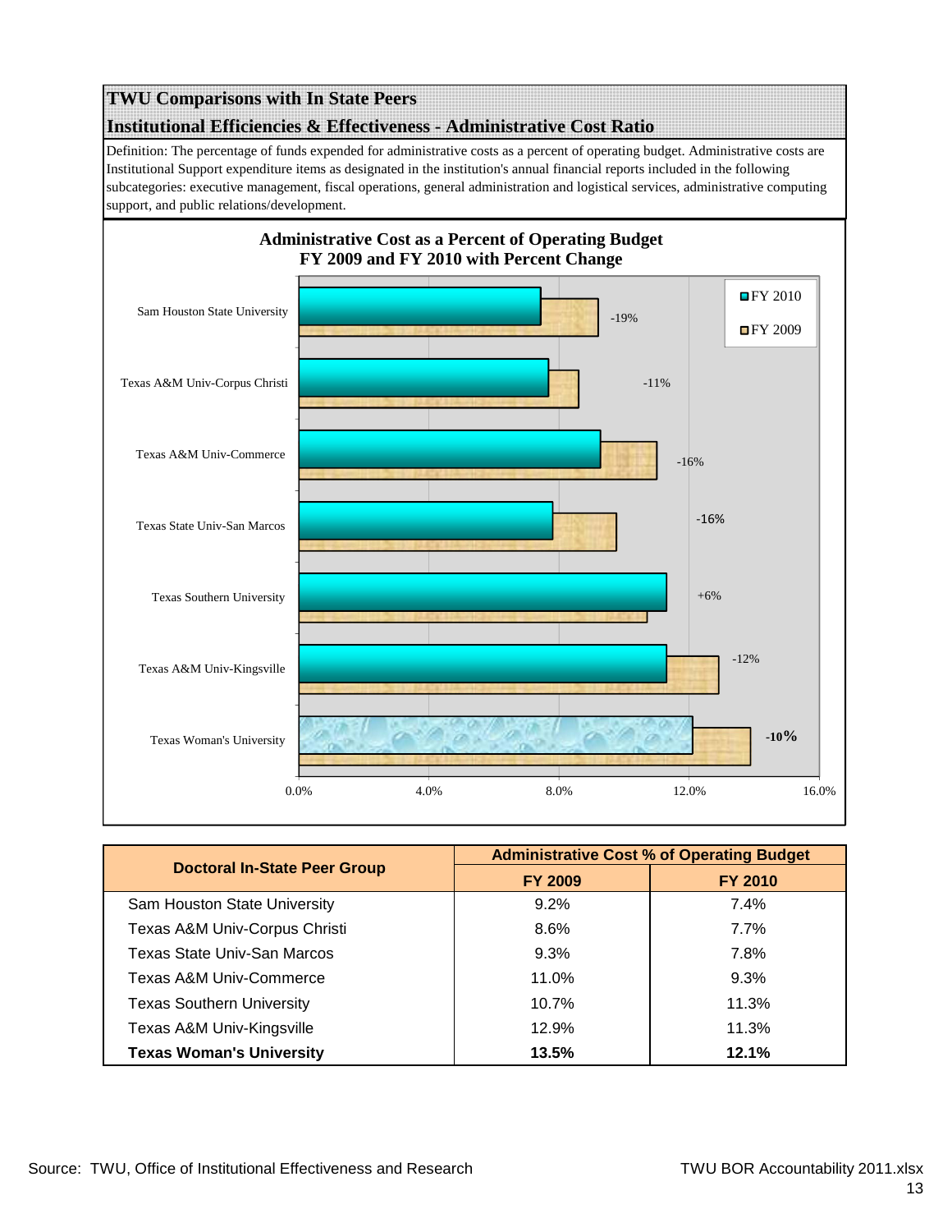# TWU Comparisons with In State Peers

## Institutional Efficiencies & Effectiveness - Administrative Cost Ratio

Definition: The percentage of funds expended for administrative costs as a percent of operating budget. Administrative costs are Institutional Support expenditure items as designated in the institution's annual financial reports included in the following subcategories: executive management, fiscal operations, general administration and logistical services, administrative computing support, and public relations/development.

**Administrative Cost as a Percent of Operating Budget**
**FY 2009 and FY 2010 with Percent Change**

FY 2010
FY 2009

Sam Houston State University -19%
Texas A&M Univ-Corpus Christi -11%
Texas A&M Univ-Commerce -16%
Texas State Univ-San Marcos -16%
Texas Southern University +6%
Texas A&M Univ-Kingsville -12%
Texas Woman's University **-10%**

0.0% 4.0% 8.0% 12.0% 16.0%

| Doctoral In-State Peer Group | Administrative Cost % of Operating Budget | |
|---|---|---|
| | FY 2009 | FY 2010 |
| Sam Houston State University | 9.2% | 7.4% |
| Texas A&M Univ-Corpus Christi | 8.6% | 7.7% |
| Texas State Univ-San Marcos | 9.3% | 7.8% |
| Texas A&M Univ-Commerce | 11.0% | 9.3% |
| Texas Southern University | 10.7% | 11.3% |
| Texas A&M Univ-Kingsville | 12.9% | 11.3% |
| **Texas Woman's University** | **13.5%** | **12.1%** |

Source: TWU, Office of Institutional Effectiveness and Research

TWU BOR Accountability 2011.xlsx